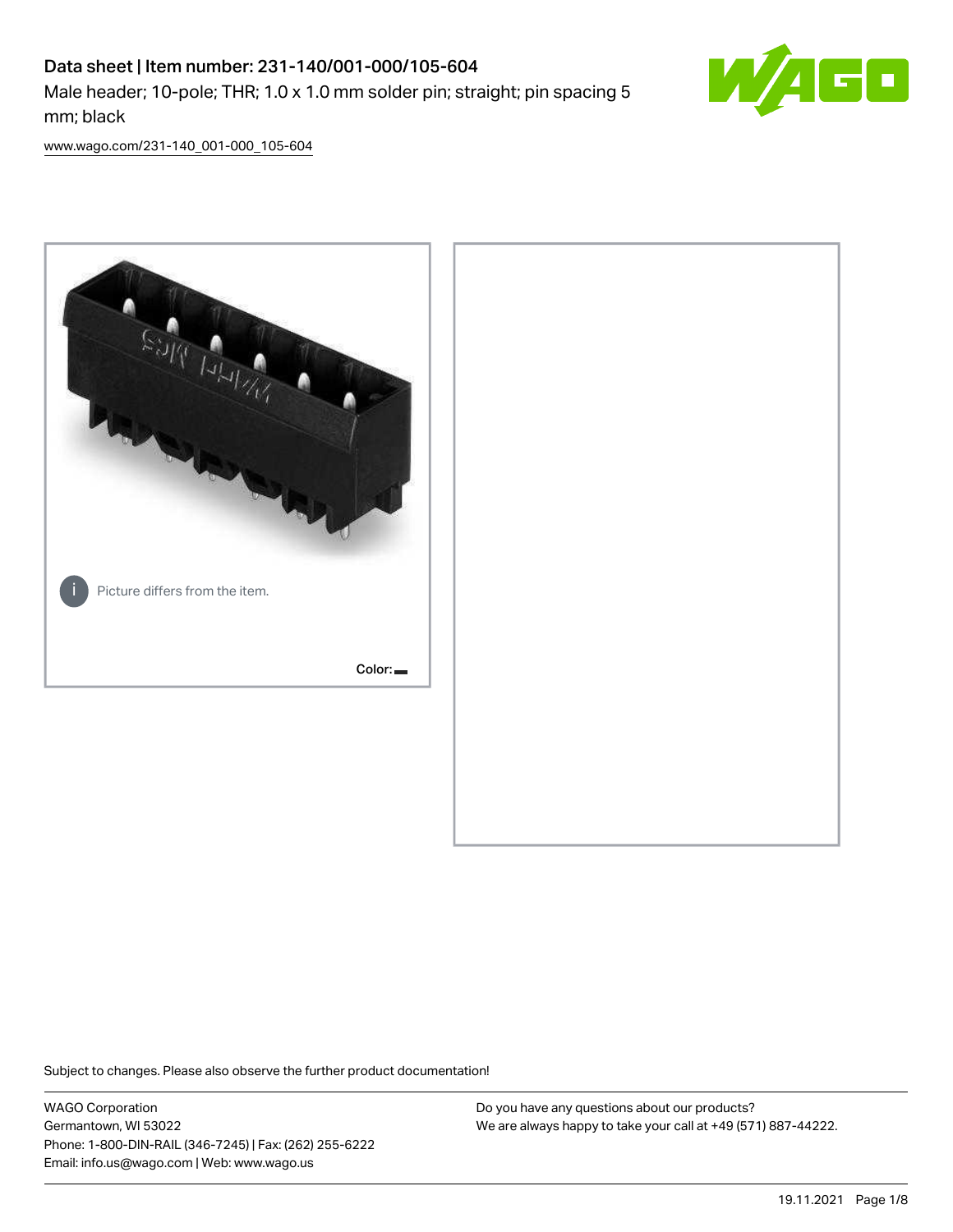# Data sheet | Item number: 231-140/001-000/105-604

Male header; 10-pole; THR; 1.0 x 1.0 mm solder pin; straight; pin spacing 5 mm; black

www.wago.com/231-140_001-000_105-604

Picture differs from the item.

Color:

Subject to changes. Please also observe the further product documentation!

WAGO Corporation
Germantown, WI 53022
Phone: 1-800-DIN-RAIL (346-7245) | Fax: (262) 255-6222
Email: info.us@wago.com | Web: www.wago.us

Do you have any questions about our products?
We are always happy to take your call at +49 (571) 887-44222.

19.11.2021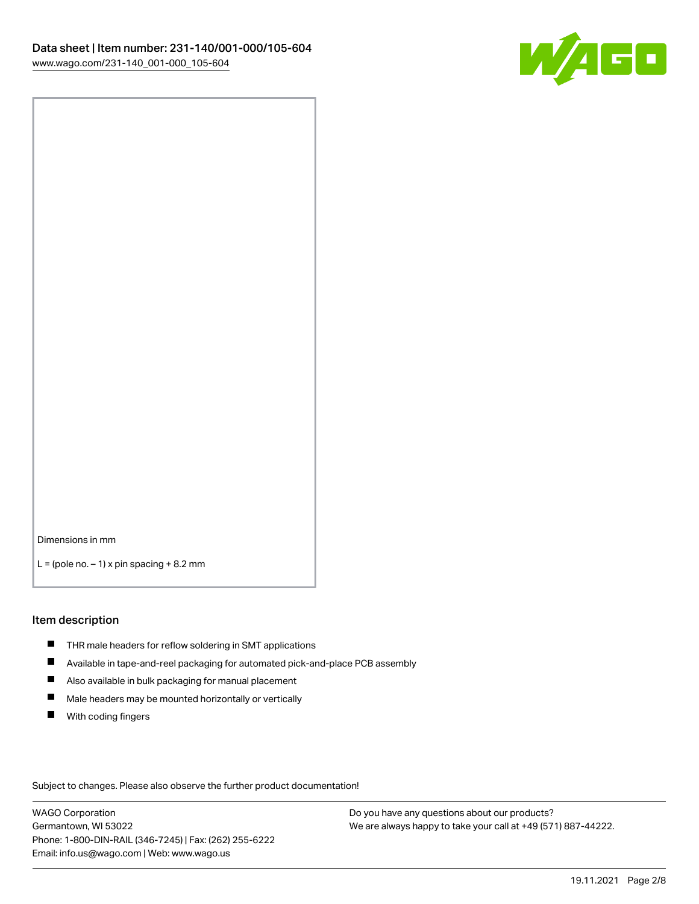Dimensions in mm

L = (pole no. − 1) x pin spacing + 8.2 mm

## Item description

- THR male headers for reflow soldering in SMT applications
- Available in tape-and-reel packaging for automated pick-and-place PCB assembly
- Also available in bulk packaging for manual placement
- Male headers may be mounted horizontally or vertically
- With coding fingers

Subject to changes. Please also observe the further product documentation!

WAGO Corporation
Germantown, WI 53022
Phone: 1-800-DIN-RAIL (346-7245) | Fax: (262) 255-6222
Email: info.us@wago.com | Web: www.wago.us

Do you have any questions about our products?
We are always happy to take your call at +49 (571) 887-44222.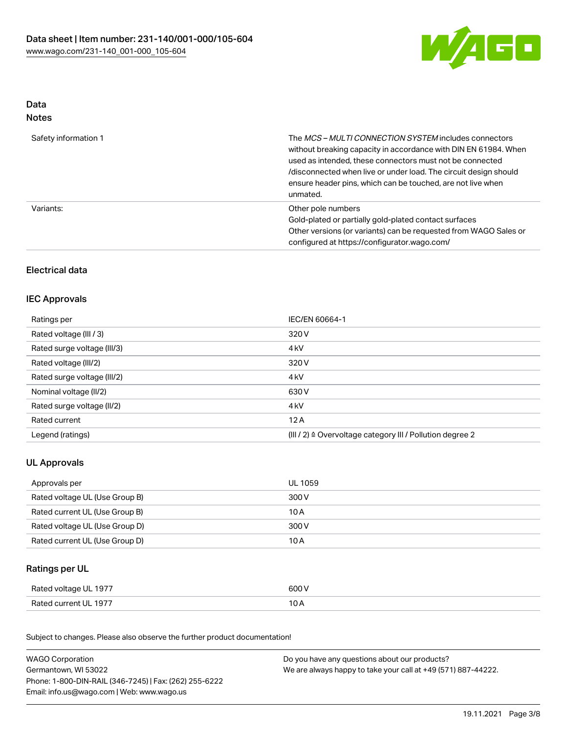## Data
### Notes

| | |
|---|---|
| Safety information 1 | The *MCS – MULTI CONNECTION SYSTEM* includes connectors without breaking capacity in accordance with DIN EN 61984. When used as intended, these connectors must not be connected /disconnected when live or under load. The circuit design should ensure header pins, which can be touched, are not live when unmated. |
| Variants: | Other pole numbers<br>Gold-plated or partially gold-plated contact surfaces<br>Other versions (or variants) can be requested from WAGO Sales or configured at https://configurator.wago.com/ |

### Electrical data

### IEC Approvals

| | |
|---|---|
| Ratings per | IEC/EN 60664-1 |
| Rated voltage (III / 3) | 320 V |
| Rated surge voltage (III/3) | 4 kV |
| Rated voltage (III/2) | 320 V |
| Rated surge voltage (III/2) | 4 kV |
| Nominal voltage (II/2) | 630 V |
| Rated surge voltage (II/2) | 4 kV |
| Rated current | 12 A |
| Legend (ratings) | (III / 2) ≙ Overvoltage category III / Pollution degree 2 |

### UL Approvals

| | |
|---|---|
| Approvals per | UL 1059 |
| Rated voltage UL (Use Group B) | 300 V |
| Rated current UL (Use Group B) | 10 A |
| Rated voltage UL (Use Group D) | 300 V |
| Rated current UL (Use Group D) | 10 A |

### Ratings per UL

| | |
|---|---|
| Rated voltage UL 1977 | 600 V |
| Rated current UL 1977 | 10 A |

Subject to changes. Please also observe the further product documentation!

WAGO Corporation
Germantown, WI 53022
Phone: 1-800-DIN-RAIL (346-7245) | Fax: (262) 255-6222
Email: info.us@wago.com | Web: www.wago.us

Do you have any questions about our products?
We are always happy to take your call at +49 (571) 887-44222.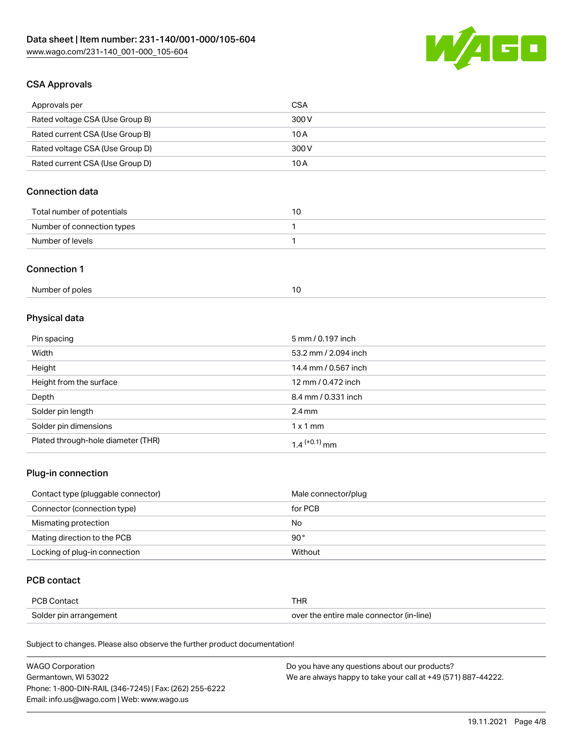## CSA Approvals

| Approvals per | CSA |
| --- | --- |
| Rated voltage CSA (Use Group B) | 300 V |
| Rated current CSA (Use Group B) | 10 A |
| Rated voltage CSA (Use Group D) | 300 V |
| Rated current CSA (Use Group D) | 10 A |

## Connection data

| Total number of potentials | 10 |
| --- | --- |
| Number of connection types | 1 |
| Number of levels | 1 |

## Connection 1

| Number of poles | 10 |
| --- | --- |

## Physical data

| Pin spacing | 5 mm / 0.197 inch |
| --- | --- |
| Width | 53.2 mm / 2.094 inch |
| Height | 14.4 mm / 0.567 inch |
| Height from the surface | 12 mm / 0.472 inch |
| Depth | 8.4 mm / 0.331 inch |
| Solder pin length | 2.4 mm |
| Solder pin dimensions | 1 x 1 mm |
| Plated through-hole diameter (THR) | $1.4^{(+0.1)}$ mm |

## Plug-in connection

| Contact type (pluggable connector) | Male connector/plug |
| --- | --- |
| Connector (connection type) | for PCB |
| Mismating protection | No |
| Mating direction to the PCB | 90° |
| Locking of plug-in connection | Without |

## PCB contact

| PCB Contact | THR |
| --- | --- |
| Solder pin arrangement | over the entire male connector (in-line) |

Subject to changes. Please also observe the further product documentation!

WAGO Corporation
Germantown, WI 53022
Phone: 1-800-DIN-RAIL (346-7245) | Fax: (262) 255-6222
Email: info.us@wago.com | Web: www.wago.us

Do you have any questions about our products?
We are always happy to take your call at +49 (571) 887-44222.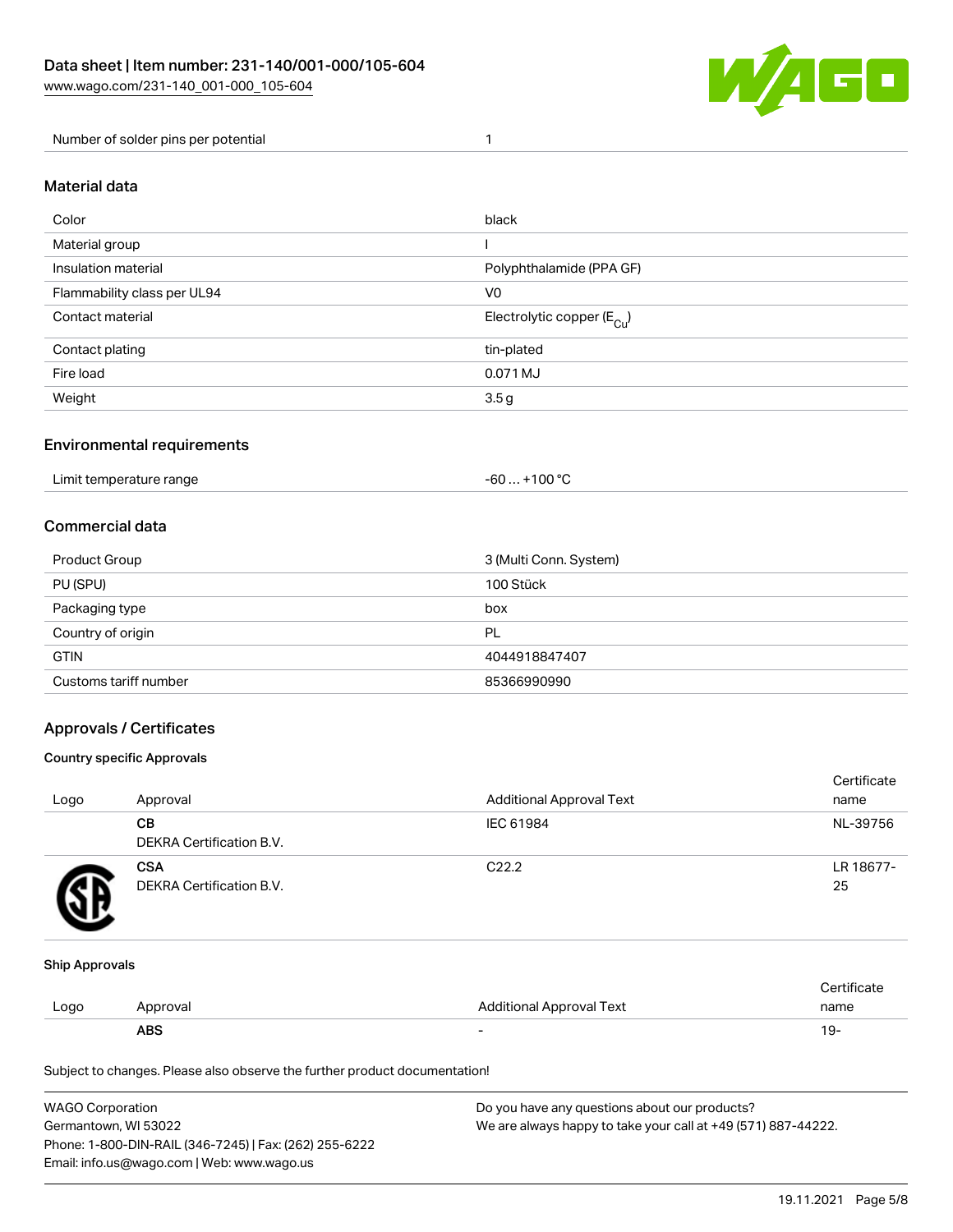| Number of solder pins per potential | 1 |
| --- | --- |

## Material data

| Color | black |
| --- | --- |
| Material group | I |
| Insulation material | Polyphthalamide (PPA GF) |
| Flammability class per UL94 | V0 |
| Contact material | Electrolytic copper ($E_{Cu}$) |
| Contact plating | tin-plated |
| Fire load | 0.071 MJ |
| Weight | 3.5 g |

## Environmental requirements

| Limit temperature range | -60 … +100 °C |
| --- | --- |

## Commercial data

| Product Group | 3 (Multi Conn. System) |
| --- | --- |
| PU (SPU) | 100 Stück |
| Packaging type | box |
| Country of origin | PL |
| GTIN | 4044918847407 |
| Customs tariff number | 85366990990 |

## Approvals / Certificates

### Country specific Approvals

| Logo | Approval | Additional Approval Text | Certificate name |
| --- | --- | --- | --- |
| | **CB**<br>DEKRA Certification B.V. | IEC 61984 | NL-39756 |
| | **CSA**<br>DEKRA Certification B.V. | C22.2 | LR 18677-25 |

### Ship Approvals

| Logo | Approval | Additional Approval Text | Certificate name |
| --- | --- | --- | --- |
| | **ABS** | - | 19- |

Subject to changes. Please also observe the further product documentation!

WAGO Corporation
Germantown, WI 53022
Phone: 1-800-DIN-RAIL (346-7245) | Fax: (262) 255-6222
Email: info.us@wago.com | Web: www.wago.us

Do you have any questions about our products?
We are always happy to take your call at +49 (571) 887-44222.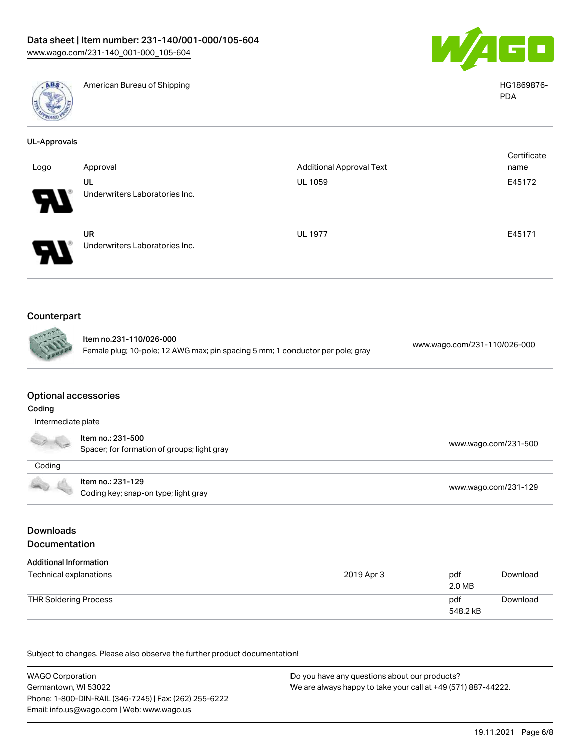| | | |
|---|---|---|
| | American Bureau of Shipping | HG1869876-PDA |

### UL-Approvals

| Logo | Approval | Additional Approval Text | Certificate name |
|---|---|---|---|
| | UL<br>Underwriters Laboratories Inc. | UL 1059 | E45172 |
| | UR<br>Underwriters Laboratories Inc. | UL 1977 | E45171 |

## Counterpart

| | | |
|---|---|---|
| | Item no.231-110/026-000<br>Female plug; 10-pole; 12 AWG max; pin spacing 5 mm; 1 conductor per pole; gray | www.wago.com/231-110/026-000 |

## Optional accessories

### Coding

| | | |
|---|---|---|
| Intermediate plate | | |
| | Item no.: 231-500<br>Spacer; for formation of groups; light gray | www.wago.com/231-500 |
| Coding | | |
| | Item no.: 231-129<br>Coding key; snap-on type; light gray | www.wago.com/231-129 |

## Downloads

## Documentation

### Additional Information

| | | | |
|---|---|---|---|
| Technical explanations | 2019 Apr 3 | pdf<br>2.0 MB | Download |
| THR Soldering Process | | pdf<br>548.2 kB | Download |

Subject to changes. Please also observe the further product documentation!

WAGO Corporation
Germantown, WI 53022
Phone: 1-800-DIN-RAIL (346-7245) | Fax: (262) 255-6222
Email: info.us@wago.com | Web: www.wago.us

Do you have any questions about our products?
We are always happy to take your call at +49 (571) 887-44222.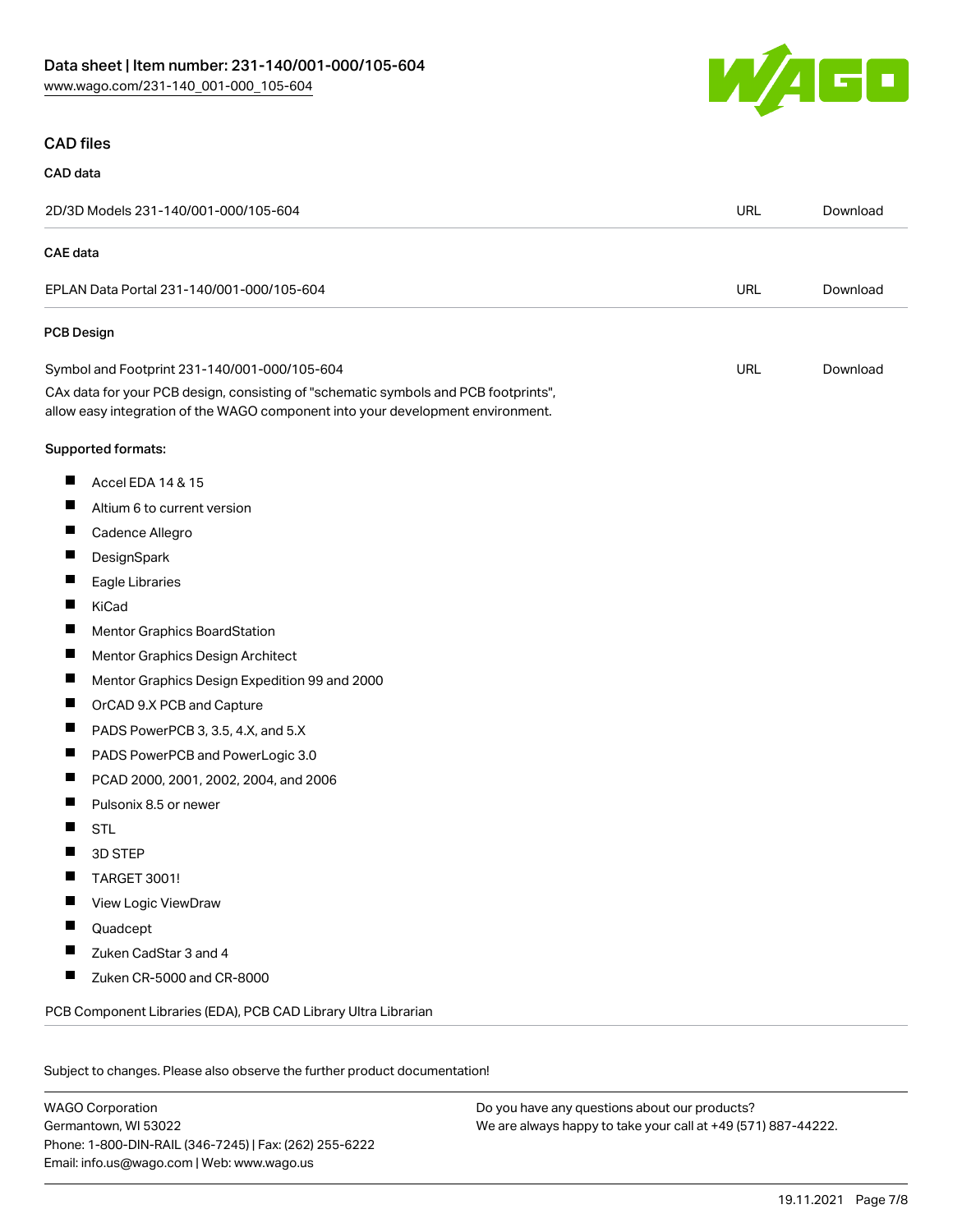## CAD files

### CAD data

| | | |
|---|---|---|
| 2D/3D Models 231-140/001-000/105-604 | URL | Download |

### CAE data

| | | |
|---|---|---|
| EPLAN Data Portal 231-140/001-000/105-604 | URL | Download |

### PCB Design

| | | |
|---|---|---|
| Symbol and Footprint 231-140/001-000/105-604 | URL | Download |

CAx data for your PCB design, consisting of "schematic symbols and PCB footprints", allow easy integration of the WAGO component into your development environment.

Supported formats:

- Accel EDA 14 & 15
- Altium 6 to current version
- Cadence Allegro
- DesignSpark
- Eagle Libraries
- KiCad
- Mentor Graphics BoardStation
- Mentor Graphics Design Architect
- Mentor Graphics Design Expedition 99 and 2000
- OrCAD 9.X PCB and Capture
- PADS PowerPCB 3, 3.5, 4.X, and 5.X
- PADS PowerPCB and PowerLogic 3.0
- PCAD 2000, 2001, 2002, 2004, and 2006
- Pulsonix 8.5 or newer
- STL
- 3D STEP
- TARGET 3001!
- View Logic ViewDraw
- Quadcept
- Zuken CadStar 3 and 4
- Zuken CR-5000 and CR-8000

PCB Component Libraries (EDA), PCB CAD Library Ultra Librarian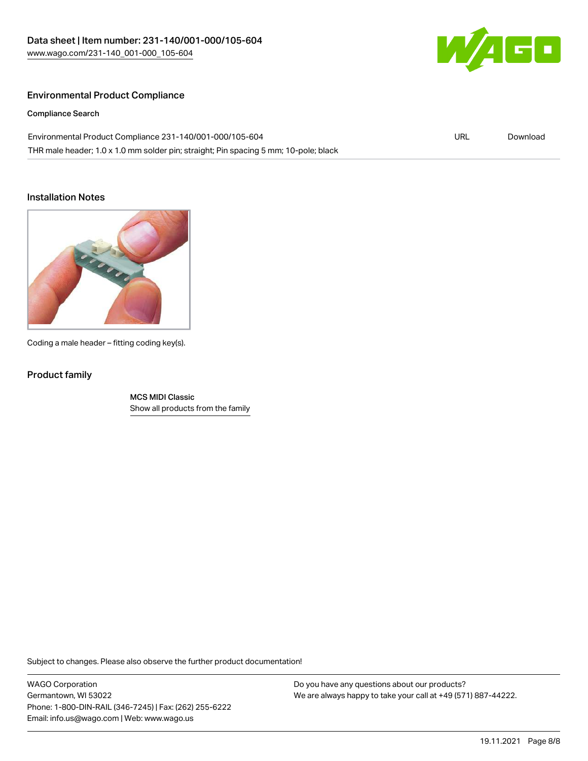## Environmental Product Compliance

### Compliance Search

| | | |
|---|---|---|
| Environmental Product Compliance 231-140/001-000/105-604<br>THR male header; 1.0 x 1.0 mm solder pin; straight; Pin spacing 5 mm; 10-pole; black | URL | Download |

## Installation Notes

Coding a male header – fitting coding key(s).

## Product family

MCS MIDI Classic
Show all products from the family

Subject to changes. Please also observe the further product documentation!

WAGO Corporation
Germantown, WI 53022
Phone: 1-800-DIN-RAIL (346-7245) | Fax: (262) 255-6222
Email: info.us@wago.com | Web: www.wago.us

Do you have any questions about our products?
We are always happy to take your call at +49 (571) 887-44222.